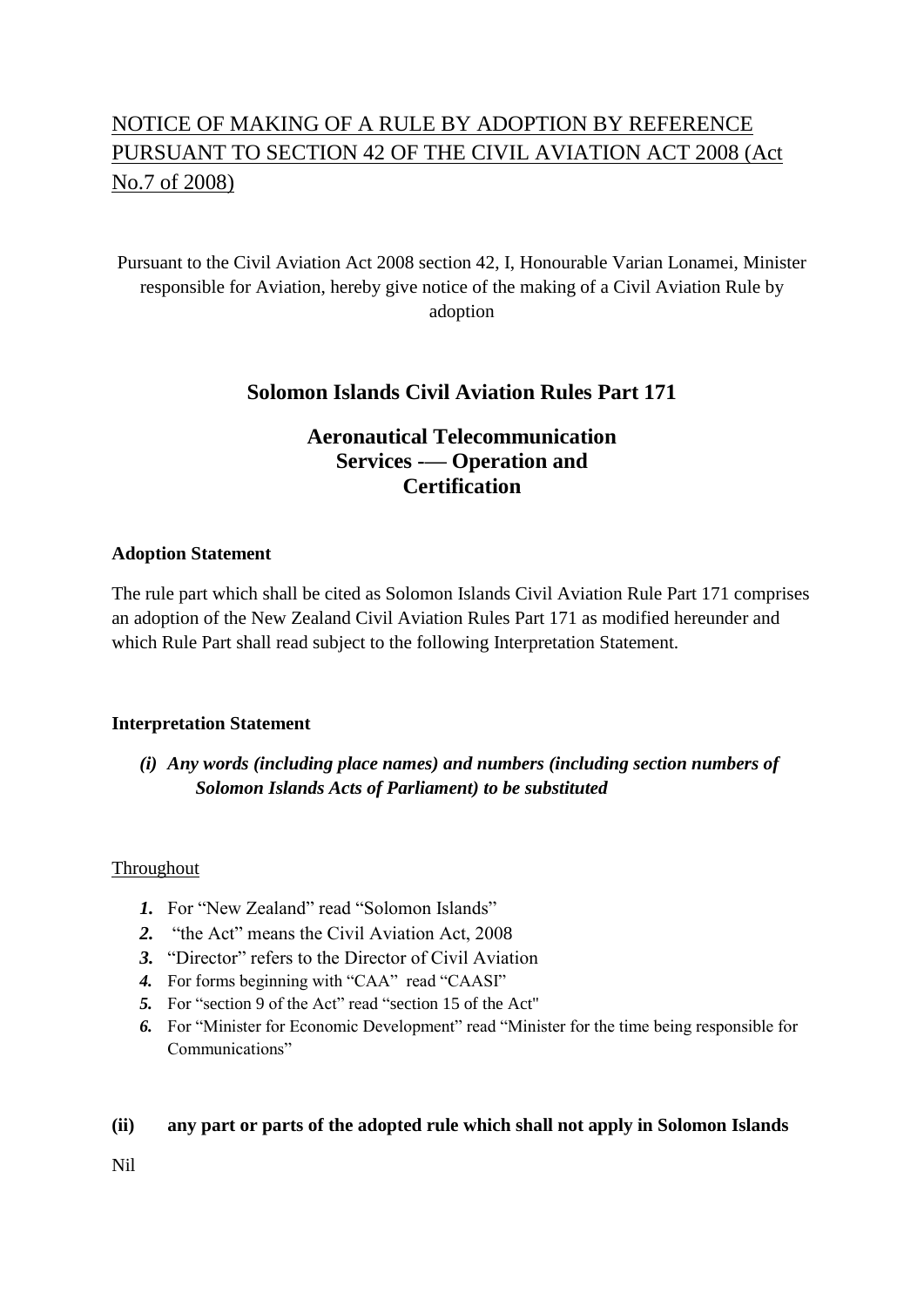# NOTICE OF MAKING OF A RULE BY ADOPTION BY REFERENCE PURSUANT TO SECTION 42 OF THE CIVIL AVIATION ACT 2008 (Act No.7 of 2008)

Pursuant to the Civil Aviation Act 2008 section 42, I, Honourable Varian Lonamei, Minister responsible for Aviation, hereby give notice of the making of a Civil Aviation Rule by adoption

## Solomon Islands Civil Aviation Rules Part 171

## Aeronautical Telecommunication Services -— Operation and Certification

**Adoption Statement**

The rule part which shall be cited as Solomon Islands Civil Aviation Rule Part 171 comprises an adoption of the New Zealand Civil Aviation Rules Part 171 as modified hereunder and which Rule Part shall read subject to the following Interpretation Statement.

**Interpretation Statement**

***(i) Any words (including place names) and numbers (including section numbers of Solomon Islands Acts of Parliament) to be substituted***

Throughout

1. For "New Zealand" read "Solomon Islands"
2. "the Act" means the Civil Aviation Act, 2008
3. "Director" refers to the Director of Civil Aviation
4. For forms beginning with "CAA" read "CAASI"
5. For "section 9 of the Act" read "section 15 of the Act"
6. For "Minister for Economic Development" read "Minister for the time being responsible for Communications"

**(ii) any part or parts of the adopted rule which shall not apply in Solomon Islands**

Nil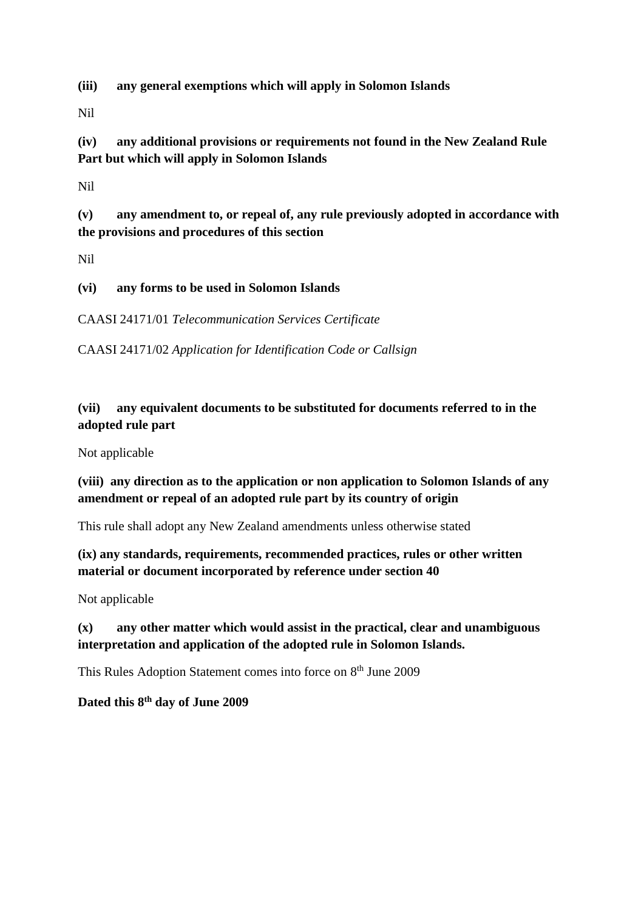**(iii) any general exemptions which will apply in Solomon Islands**

Nil

**(iv) any additional provisions or requirements not found in the New Zealand Rule Part but which will apply in Solomon Islands**

Nil

**(v) any amendment to, or repeal of, any rule previously adopted in accordance with the provisions and procedures of this section**

Nil

**(vi) any forms to be used in Solomon Islands**

CAASI 24171/01 *Telecommunication Services Certificate*

CAASI 24171/02 *Application for Identification Code or Callsign*

**(vii) any equivalent documents to be substituted for documents referred to in the adopted rule part**

Not applicable

**(viii) any direction as to the application or non application to Solomon Islands of any amendment or repeal of an adopted rule part by its country of origin**

This rule shall adopt any New Zealand amendments unless otherwise stated

**(ix) any standards, requirements, recommended practices, rules or other written material or document incorporated by reference under section 40**

Not applicable

**(x) any other matter which would assist in the practical, clear and unambiguous interpretation and application of the adopted rule in Solomon Islands.**

This Rules Adoption Statement comes into force on 8th June 2009

**Dated this 8th day of June 2009**